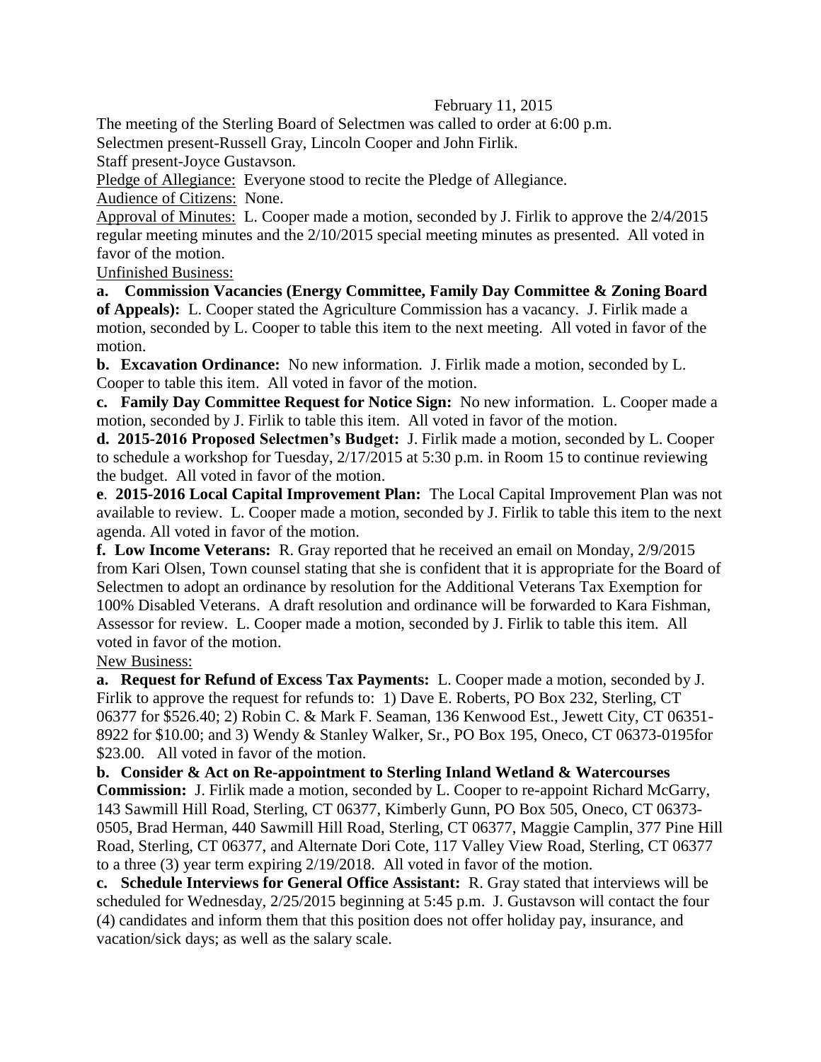February 11, 2015

The meeting of the Sterling Board of Selectmen was called to order at 6:00 p.m.

Selectmen present-Russell Gray, Lincoln Cooper and John Firlik.

Staff present-Joyce Gustavson.

Pledge of Allegiance: Everyone stood to recite the Pledge of Allegiance.

Audience of Citizens: None.

Approval of Minutes: L. Cooper made a motion, seconded by J. Firlik to approve the 2/4/2015 regular meeting minutes and the 2/10/2015 special meeting minutes as presented. All voted in favor of the motion.

Unfinished Business:

**a. Commission Vacancies (Energy Committee, Family Day Committee & Zoning Board of Appeals):** L. Cooper stated the Agriculture Commission has a vacancy. J. Firlik made a motion, seconded by L. Cooper to table this item to the next meeting. All voted in favor of the motion.

**b. Excavation Ordinance:** No new information. J. Firlik made a motion, seconded by L. Cooper to table this item. All voted in favor of the motion.

**c. Family Day Committee Request for Notice Sign:** No new information. L. Cooper made a motion, seconded by J. Firlik to table this item. All voted in favor of the motion.

**d. 2015-2016 Proposed Selectmen's Budget:** J. Firlik made a motion, seconded by L. Cooper to schedule a workshop for Tuesday, 2/17/2015 at 5:30 p.m. in Room 15 to continue reviewing the budget. All voted in favor of the motion.

**e. 2015-2016 Local Capital Improvement Plan:** The Local Capital Improvement Plan was not available to review. L. Cooper made a motion, seconded by J. Firlik to table this item to the next agenda. All voted in favor of the motion.

**f. Low Income Veterans:** R. Gray reported that he received an email on Monday, 2/9/2015 from Kari Olsen, Town counsel stating that she is confident that it is appropriate for the Board of Selectmen to adopt an ordinance by resolution for the Additional Veterans Tax Exemption for 100% Disabled Veterans. A draft resolution and ordinance will be forwarded to Kara Fishman, Assessor for review. L. Cooper made a motion, seconded by J. Firlik to table this item. All voted in favor of the motion.

New Business:

**a. Request for Refund of Excess Tax Payments:** L. Cooper made a motion, seconded by J. Firlik to approve the request for refunds to: 1) Dave E. Roberts, PO Box 232, Sterling, CT 06377 for $526.40; 2) Robin C. & Mark F. Seaman, 136 Kenwood Est., Jewett City, CT 06351-8922 for $10.00; and 3) Wendy & Stanley Walker, Sr., PO Box 195, Oneco, CT 06373-0195for $23.00. All voted in favor of the motion.

**b. Consider & Act on Re-appointment to Sterling Inland Wetland & Watercourses Commission:** J. Firlik made a motion, seconded by L. Cooper to re-appoint Richard McGarry, 143 Sawmill Hill Road, Sterling, CT 06377, Kimberly Gunn, PO Box 505, Oneco, CT 06373-0505, Brad Herman, 440 Sawmill Hill Road, Sterling, CT 06377, Maggie Camplin, 377 Pine Hill Road, Sterling, CT 06377, and Alternate Dori Cote, 117 Valley View Road, Sterling, CT 06377 to a three (3) year term expiring 2/19/2018. All voted in favor of the motion.

**c. Schedule Interviews for General Office Assistant:** R. Gray stated that interviews will be scheduled for Wednesday, 2/25/2015 beginning at 5:45 p.m. J. Gustavson will contact the four (4) candidates and inform them that this position does not offer holiday pay, insurance, and vacation/sick days; as well as the salary scale.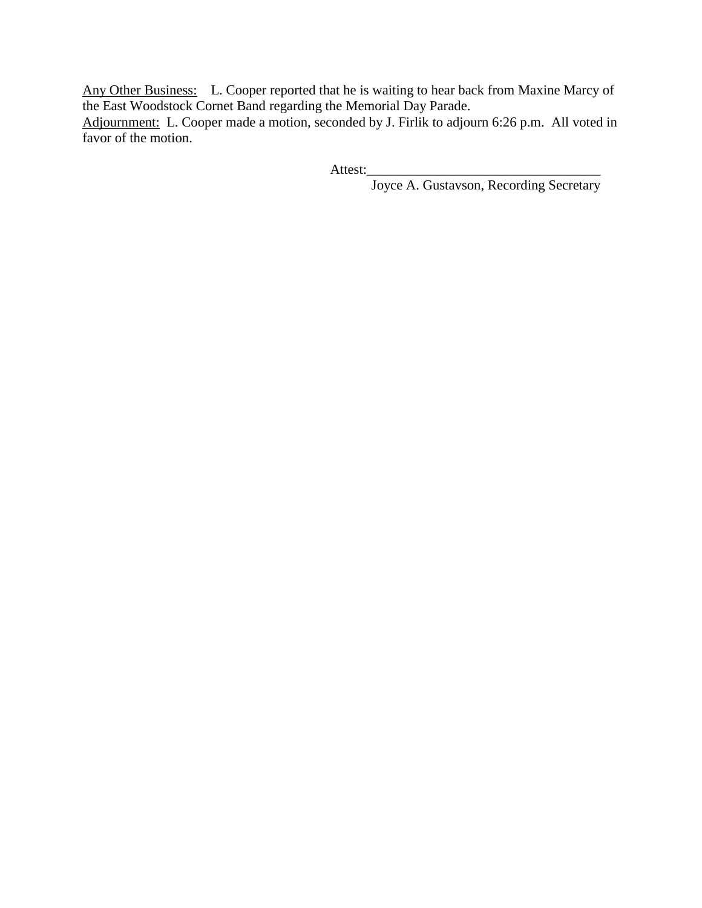<u>Any Other Business:</u> L. Cooper reported that he is waiting to hear back from Maxine Marcy of the East Woodstock Cornet Band regarding the Memorial Day Parade.

<u>Adjournment:</u> L. Cooper made a motion, seconded by J. Firlik to adjourn 6:26 p.m. All voted in favor of the motion.

Attest:_________________________________

Joyce A. Gustavson, Recording Secretary